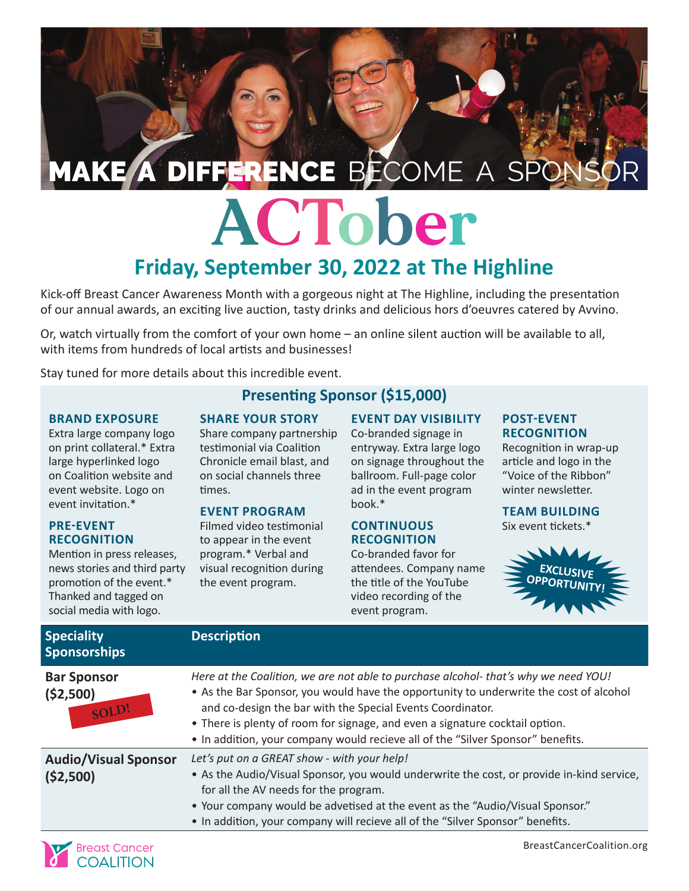# MAKE A DIFFERENCE BECOME A SPONSOR

# ACTober

## Friday, September 30, 2022 at The Highline

Kick-off Breast Cancer Awareness Month with a gorgeous night at The Highline, including the presentation of our annual awards, an exciting live auction, tasty drinks and delicious hors d'oeuvres catered by Avvino.

Or, watch virtually from the comfort of your own home – an online silent auction will be available to all, with items from hundreds of local artists and businesses!

Stay tuned for more details about this incredible event.

## Presenting Sponsor ($15,000)

**BRAND EXPOSURE**
Extra large company logo on print collateral.* Extra large hyperlinked logo on Coalition website and event website. Logo on event invitation.*

**PRE-EVENT RECOGNITION**
Mention in press releases, news stories and third party promotion of the event.* Thanked and tagged on social media with logo.

**SHARE YOUR STORY**
Share company partnership testimonial via Coalition Chronicle email blast, and on social channels three times.

**EVENT PROGRAM**
Filmed video testimonial to appear in the event program.* Verbal and visual recognition during the event program.

**EVENT DAY VISIBILITY**
Co-branded signage in entryway. Extra large logo on signage throughout the ballroom. Full-page color ad in the event program book.*

**CONTINUOUS RECOGNITION**
Co-branded favor for attendees. Company name the title of the YouTube video recording of the event program.

**POST-EVENT RECOGNITION**
Recognition in wrap-up article and logo in the "Voice of the Ribbon" winter newsletter.

**TEAM BUILDING**
Six event tickets.*

EXCLUSIVE OPPORTUNITY!

| Speciality Sponsorships | Description |
|---|---|
| **Bar Sponsor ($2,500)** SOLD! | *Here at the Coalition, we are not able to purchase alcohol- that's why we need YOU!*<br>• As the Bar Sponsor, you would have the opportunity to underwrite the cost of alcohol and co-design the bar with the Special Events Coordinator.<br>• There is plenty of room for signage, and even a signature cocktail option.<br>• In addition, your company would recieve all of the "Silver Sponsor" benefits. |
| **Audio/Visual Sponsor ($2,500)** | *Let's put on a GREAT show - with your help!*<br>• As the Audio/Visual Sponsor, you would underwrite the cost, or provide in-kind service, for all the AV needs for the program.<br>• Your company would be advetised at the event as the "Audio/Visual Sponsor."<br>• In addition, your company will recieve all of the "Silver Sponsor" benefits. |

Breast Cancer COALITION

BreastCancerCoalition.org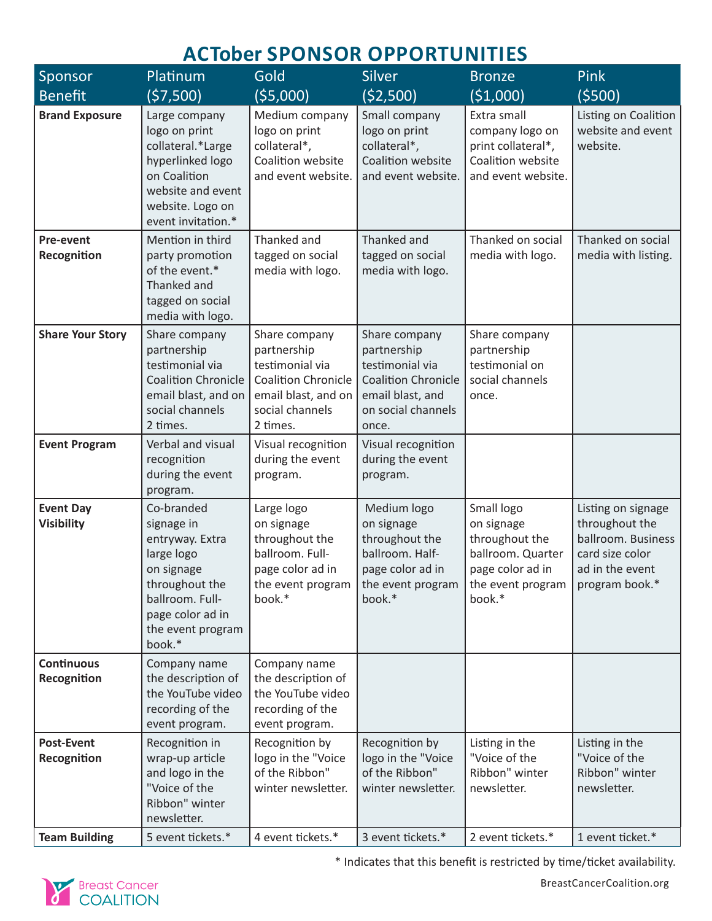# ACTober SPONSOR OPPORTUNITIES

| Sponsor Benefit | Platinum ($7,500) | Gold ($5,000) | Silver ($2,500) | Bronze ($1,000) | Pink ($500) |
|---|---|---|---|---|---|
| **Brand Exposure** | Large company logo on print collateral.*Large hyperlinked logo on Coalition website and event website. Logo on event invitation.* | Medium company logo on print collateral*, Coalition website and event website. | Small company logo on print collateral*, Coalition website and event website. | Extra small company logo on print collateral*, Coalition website and event website. | Listing on Coalition website and event website. |
| **Pre-event Recognition** | Mention in third party promotion of the event.* Thanked and tagged on social media with logo. | Thanked and tagged on social media with logo. | Thanked and tagged on social media with logo. | Thanked on social media with logo. | Thanked on social media with listing. |
| **Share Your Story** | Share company partnership testimonial via Coalition Chronicle email blast, and on social channels 2 times. | Share company partnership testimonial via Coalition Chronicle email blast, and on social channels 2 times. | Share company partnership testimonial via Coalition Chronicle email blast, and on social channels once. | Share company partnership testimonial on social channels once. | |
| **Event Program** | Verbal and visual recognition during the event program. | Visual recognition during the event program. | Visual recognition during the event program. | | |
| **Event Day Visibility** | Co-branded signage in entryway. Extra large logo on signage throughout the ballroom. Full-page color ad in the event program book.* | Large logo on signage throughout the ballroom. Full-page color ad in the event program book.* | Medium logo on signage throughout the ballroom. Half-page color ad in the event program book.* | Small logo on signage throughout the ballroom. Quarter page color ad in the event program book.* | Listing on signage throughout the ballroom. Business card size color ad in the event program book.* |
| **Continuous Recognition** | Company name the description of the YouTube video recording of the event program. | Company name the description of the YouTube video recording of the event program. | | | |
| **Post-Event Recognition** | Recognition in wrap-up article and logo in the "Voice of the Ribbon" winter newsletter. | Recognition by logo in the "Voice of the Ribbon" winter newsletter. | Recognition by logo in the "Voice of the Ribbon" winter newsletter. | Listing in the "Voice of the Ribbon" winter newsletter. | Listing in the "Voice of the Ribbon" winter newsletter. |
| **Team Building** | 5 event tickets.* | 4 event tickets.* | 3 event tickets.* | 2 event tickets.* | 1 event ticket.* |

* Indicates that this benefit is restricted by time/ticket availability.

Breast Cancer COALITION

BreastCancerCoalition.org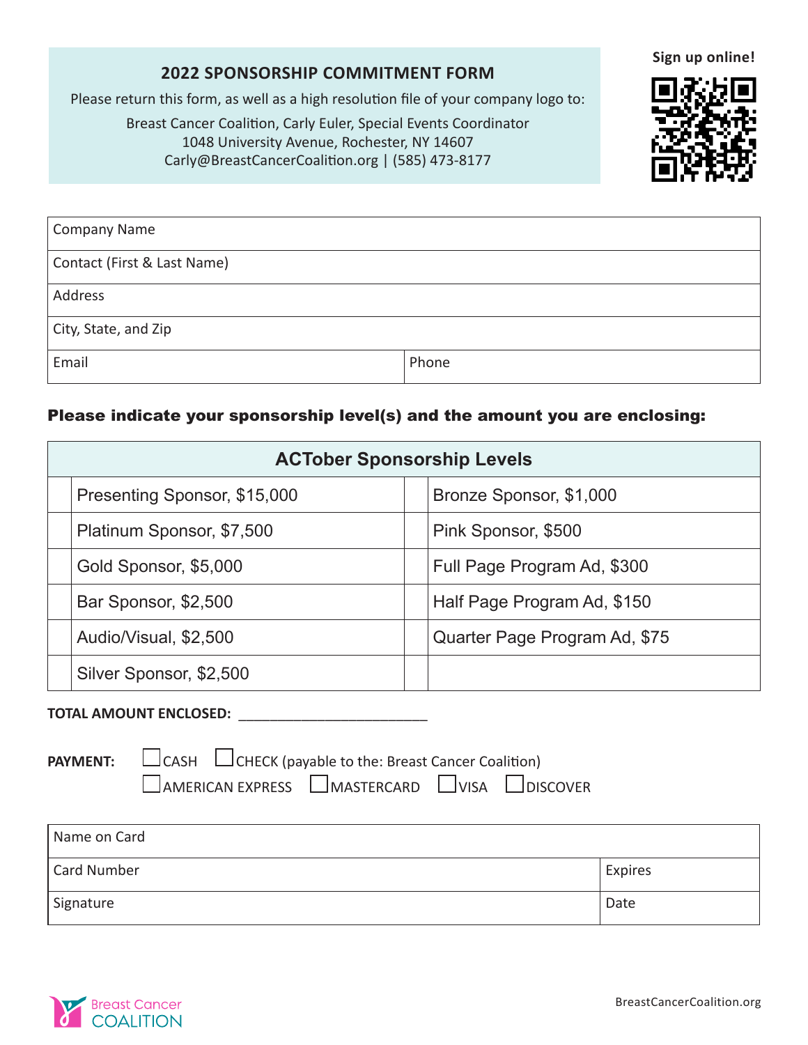## 2022 SPONSORSHIP COMMITMENT FORM

Please return this form, as well as a high resolution file of your company logo to:

Breast Cancer Coalition, Carly Euler, Special Events Coordinator
1048 University Avenue, Rochester, NY 14607
Carly@BreastCancerCoalition.org | (585) 473-8177

**Sign up online!**

| | |
|---|---|
| Company Name | |
| Contact (First & Last Name) | |
| Address | |
| City, State, and Zip | |
| Email | Phone |

**Please indicate your sponsorship level(s) and the amount you are enclosing:**

| | ACTober Sponsorship Levels | | |
|---|---|---|---|
| | Presenting Sponsor, $15,000 | | Bronze Sponsor, $1,000 |
| | Platinum Sponsor, $7,500 | | Pink Sponsor, $500 |
| | Gold Sponsor, $5,000 | | Full Page Program Ad, $300 |
| | Bar Sponsor, $2,500 | | Half Page Program Ad, $150 |
| | Audio/Visual, $2,500 | | Quarter Page Program Ad, $75 |
| | Silver Sponsor, $2,500 | | |

**TOTAL AMOUNT ENCLOSED:** ________________________

**PAYMENT:** ☐ CASH ☐ CHECK (payable to the: Breast Cancer Coalition)
☐ AMERICAN EXPRESS ☐ MASTERCARD ☐ VISA ☐ DISCOVER

| | |
|---|---|
| Name on Card | |
| Card Number | Expires |
| Signature | Date |

Breast Cancer COALITION

BreastCancerCoalition.org